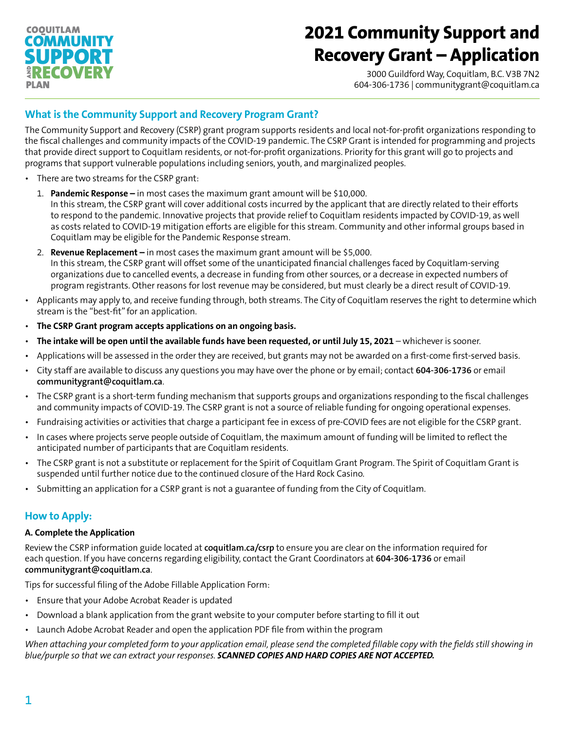COQUITLAM COMMUNITY SUPPORT AND RECOVERY PLAN

# 2021 Community Support and Recovery Grant – Application

3000 Guildford Way, Coquitlam, B.C. V3B 7N2
604-306-1736 | communitygrant@coquitlam.ca

## What is the Community Support and Recovery Program Grant?

The Community Support and Recovery (CSRP) grant program supports residents and local not-for-profit organizations responding to the fiscal challenges and community impacts of the COVID-19 pandemic. The CSRP Grant is intended for programming and projects that provide direct support to Coquitlam residents, or not-for-profit organizations. Priority for this grant will go to projects and programs that support vulnerable populations including seniors, youth, and marginalized peoples.

- There are two streams for the CSRP grant:
  1. **Pandemic Response –** in most cases the maximum grant amount will be $10,000.
     In this stream, the CSRP grant will cover additional costs incurred by the applicant that are directly related to their efforts to respond to the pandemic. Innovative projects that provide relief to Coquitlam residents impacted by COVID-19, as well as costs related to COVID-19 mitigation efforts are eligible for this stream. Community and other informal groups based in Coquitlam may be eligible for the Pandemic Response stream.
  2. **Revenue Replacement –** in most cases the maximum grant amount will be $5,000.
     In this stream, the CSRP grant will offset some of the unanticipated financial challenges faced by Coquitlam-serving organizations due to cancelled events, a decrease in funding from other sources, or a decrease in expected numbers of program registrants. Other reasons for lost revenue may be considered, but must clearly be a direct result of COVID-19.
- Applicants may apply to, and receive funding through, both streams. The City of Coquitlam reserves the right to determine which stream is the "best-fit" for an application.
- **The CSRP Grant program accepts applications on an ongoing basis.**
- **The intake will be open until the available funds have been requested, or until July 15, 2021** – whichever is sooner.
- Applications will be assessed in the order they are received, but grants may not be awarded on a first-come first-served basis.
- City staff are available to discuss any questions you may have over the phone or by email; contact **604-306-1736** or email **communitygrant@coquitlam.ca**.
- The CSRP grant is a short-term funding mechanism that supports groups and organizations responding to the fiscal challenges and community impacts of COVID-19. The CSRP grant is not a source of reliable funding for ongoing operational expenses.
- Fundraising activities or activities that charge a participant fee in excess of pre-COVID fees are not eligible for the CSRP grant.
- In cases where projects serve people outside of Coquitlam, the maximum amount of funding will be limited to reflect the anticipated number of participants that are Coquitlam residents.
- The CSRP grant is not a substitute or replacement for the Spirit of Coquitlam Grant Program. The Spirit of Coquitlam Grant is suspended until further notice due to the continued closure of the Hard Rock Casino.
- Submitting an application for a CSRP grant is not a guarantee of funding from the City of Coquitlam.

## How to Apply:

### A. Complete the Application

Review the CSRP information guide located at **coquitlam.ca/csrp** to ensure you are clear on the information required for each question. If you have concerns regarding eligibility, contact the Grant Coordinators at **604-306-1736** or email **communitygrant@coquitlam.ca**.

Tips for successful filing of the Adobe Fillable Application Form:

- Ensure that your Adobe Acrobat Reader is updated
- Download a blank application from the grant website to your computer before starting to fill it out
- Launch Adobe Acrobat Reader and open the application PDF file from within the program

*When attaching your completed form to your application email, please send the completed fillable copy with the fields still showing in blue/purple so that we can extract your responses.* ***SCANNED COPIES AND HARD COPIES ARE NOT ACCEPTED.***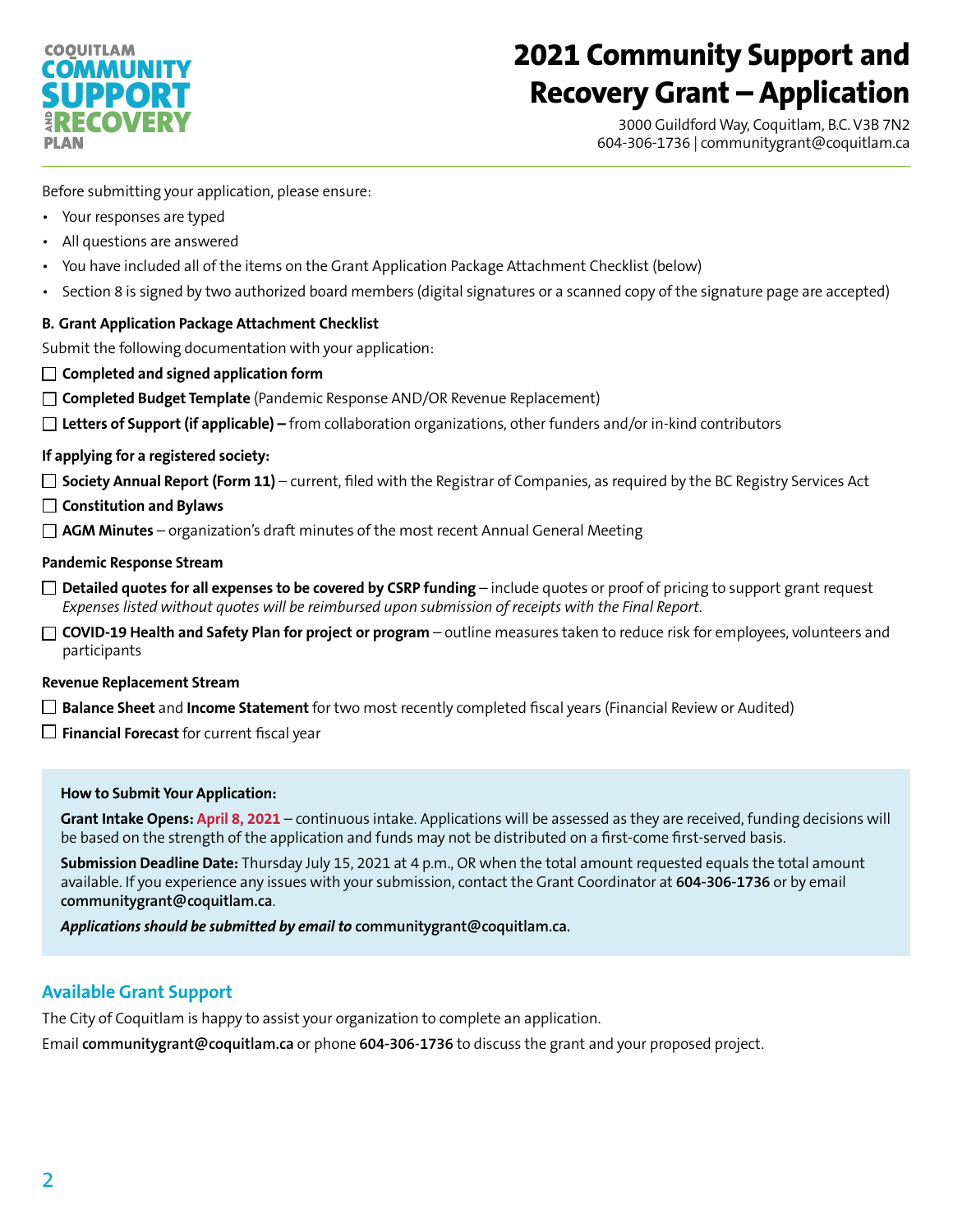# 2021 Community Support and Recovery Grant – Application

3000 Guildford Way, Coquitlam, B.C. V3B 7N2
604-306-1736 | communitygrant@coquitlam.ca

Before submitting your application, please ensure:

- Your responses are typed
- All questions are answered
- You have included all of the items on the Grant Application Package Attachment Checklist (below)
- Section 8 is signed by two authorized board members (digital signatures or a scanned copy of the signature page are accepted)

**B. Grant Application Package Attachment Checklist**

Submit the following documentation with your application:

- ☐ **Completed and signed application form**
- ☐ **Completed Budget Template** (Pandemic Response AND/OR Revenue Replacement)
- ☐ **Letters of Support (if applicable) –** from collaboration organizations, other funders and/or in-kind contributors

**If applying for a registered society:**

- ☐ **Society Annual Report (Form 11)** – current, filed with the Registrar of Companies, as required by the BC Registry Services Act
- ☐ **Constitution and Bylaws**
- ☐ **AGM Minutes** – organization's draft minutes of the most recent Annual General Meeting

**Pandemic Response Stream**

- ☐ **Detailed quotes for all expenses to be covered by CSRP funding** – include quotes or proof of pricing to support grant request *Expenses listed without quotes will be reimbursed upon submission of receipts with the Final Report.*
- ☐ **COVID-19 Health and Safety Plan for project or program** – outline measures taken to reduce risk for employees, volunteers and participants

**Revenue Replacement Stream**

- ☐ **Balance Sheet** and **Income Statement** for two most recently completed fiscal years (Financial Review or Audited)
- ☐ **Financial Forecast** for current fiscal year

**How to Submit Your Application:**

**Grant Intake Opens: April 8, 2021** – continuous intake. Applications will be assessed as they are received, funding decisions will be based on the strength of the application and funds may not be distributed on a first-come first-served basis.

**Submission Deadline Date:** Thursday July 15, 2021 at 4 p.m., OR when the total amount requested equals the total amount available. If you experience any issues with your submission, contact the Grant Coordinator at **604-306-1736** or by email **communitygrant@coquitlam.ca**.

***Applications should be submitted by email to* communitygrant@coquitlam.ca.**

## Available Grant Support

The City of Coquitlam is happy to assist your organization to complete an application.

Email **communitygrant@coquitlam.ca** or phone **604-306-1736** to discuss the grant and your proposed project.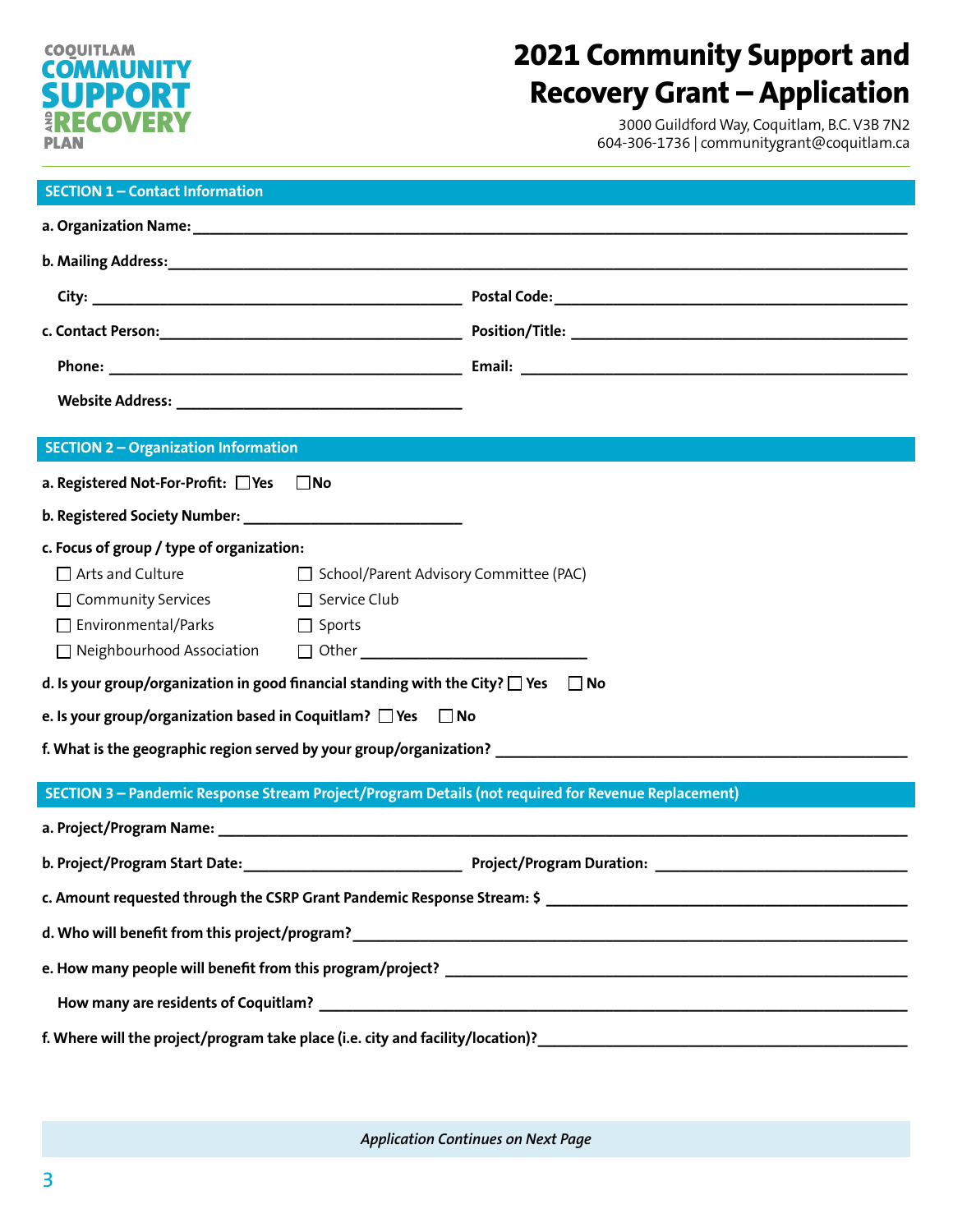COQUITLAM COMMUNITY SUPPORT AND RECOVERY PLAN

# 2021 Community Support and Recovery Grant – Application

3000 Guildford Way, Coquitlam, B.C. V3B 7N2
604-306-1736 | communitygrant@coquitlam.ca

## SECTION 1 – Contact Information

**a. Organization Name:** ____________________

**b. Mailing Address:** ____________________

**City:** ____________________ **Postal Code:** ____________________

**c. Contact Person:** ____________________ **Position/Title:** ____________________

**Phone:** ____________________ **Email:** ____________________

**Website Address:** ____________________

## SECTION 2 – Organization Information

**a. Registered Not-For-Profit:** ☐ Yes ☐ No

**b. Registered Society Number:** ____________________

**c. Focus of group / type of organization:**

- ☐ Arts and Culture
- ☐ Community Services
- ☐ Environmental/Parks
- ☐ Neighbourhood Association
- ☐ School/Parent Advisory Committee (PAC)
- ☐ Service Club
- ☐ Sports
- ☐ Other ____________________

**d. Is your group/organization in good financial standing with the City?** ☐ Yes ☐ No

**e. Is your group/organization based in Coquitlam?** ☐ Yes ☐ No

**f. What is the geographic region served by your group/organization?** ____________________

## SECTION 3 – Pandemic Response Stream Project/Program Details (not required for Revenue Replacement)

**a. Project/Program Name:** ____________________

**b. Project/Program Start Date:** ____________________ **Project/Program Duration:** ____________________

**c. Amount requested through the CSRP Grant Pandemic Response Stream: $** ____________________

**d. Who will benefit from this project/program?** ____________________

**e. How many people will benefit from this program/project?** ____________________

**How many are residents of Coquitlam?** ____________________

**f. Where will the project/program take place (i.e. city and facility/location)?** ____________________

*Application Continues on Next Page*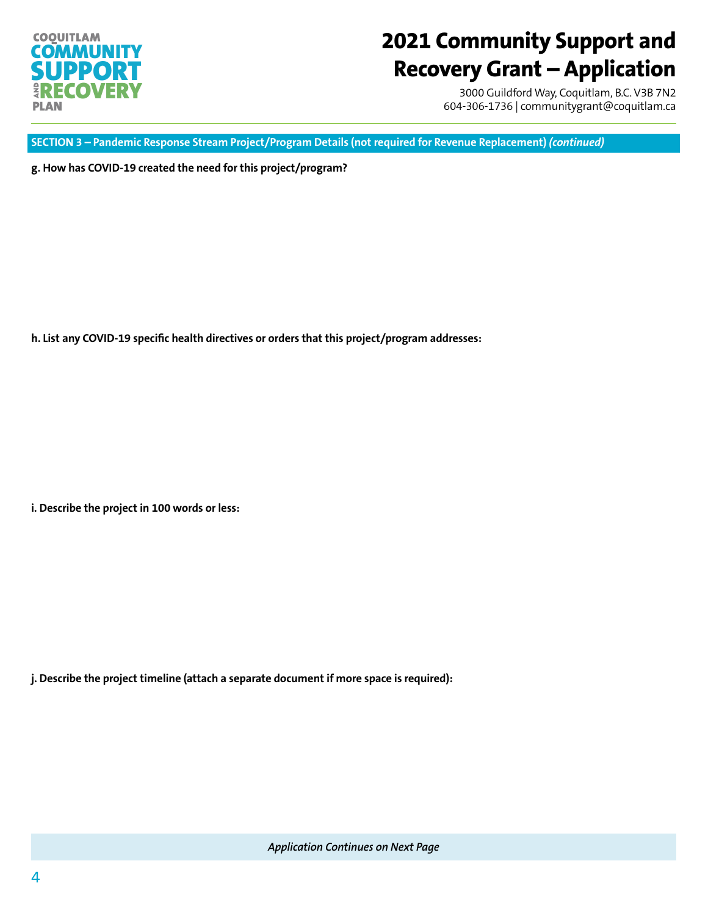## SECTION 3 – Pandemic Response Stream Project/Program Details (not required for Revenue Replacement) *(continued)*

**g. How has COVID-19 created the need for this project/program?**

**h. List any COVID-19 specific health directives or orders that this project/program addresses:**

**i. Describe the project in 100 words or less:**

**j. Describe the project timeline (attach a separate document if more space is required):**

*Application Continues on Next Page*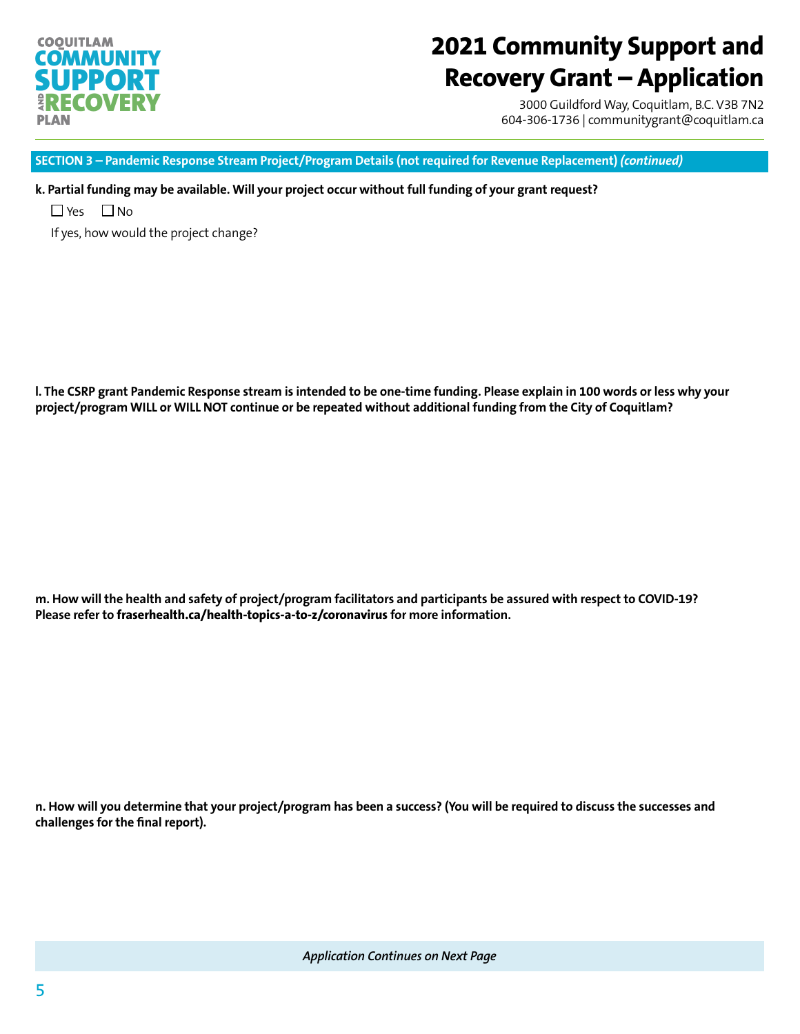# 2021 Community Support and Recovery Grant – Application

3000 Guildford Way, Coquitlam, B.C. V3B 7N2
604-306-1736 | communitygrant@coquitlam.ca

## SECTION 3 – Pandemic Response Stream Project/Program Details (not required for Revenue Replacement) *(continued)*

**k. Partial funding may be available. Will your project occur without full funding of your grant request?**

☐ Yes ☐ No

If yes, how would the project change?

**l. The CSRP grant Pandemic Response stream is intended to be one-time funding. Please explain in 100 words or less why your project/program WILL or WILL NOT continue or be repeated without additional funding from the City of Coquitlam?**

**m. How will the health and safety of project/program facilitators and participants be assured with respect to COVID-19? Please refer to fraserhealth.ca/health-topics-a-to-z/coronavirus for more information.**

**n. How will you determine that your project/program has been a success? (You will be required to discuss the successes and challenges for the final report).**

*Application Continues on Next Page*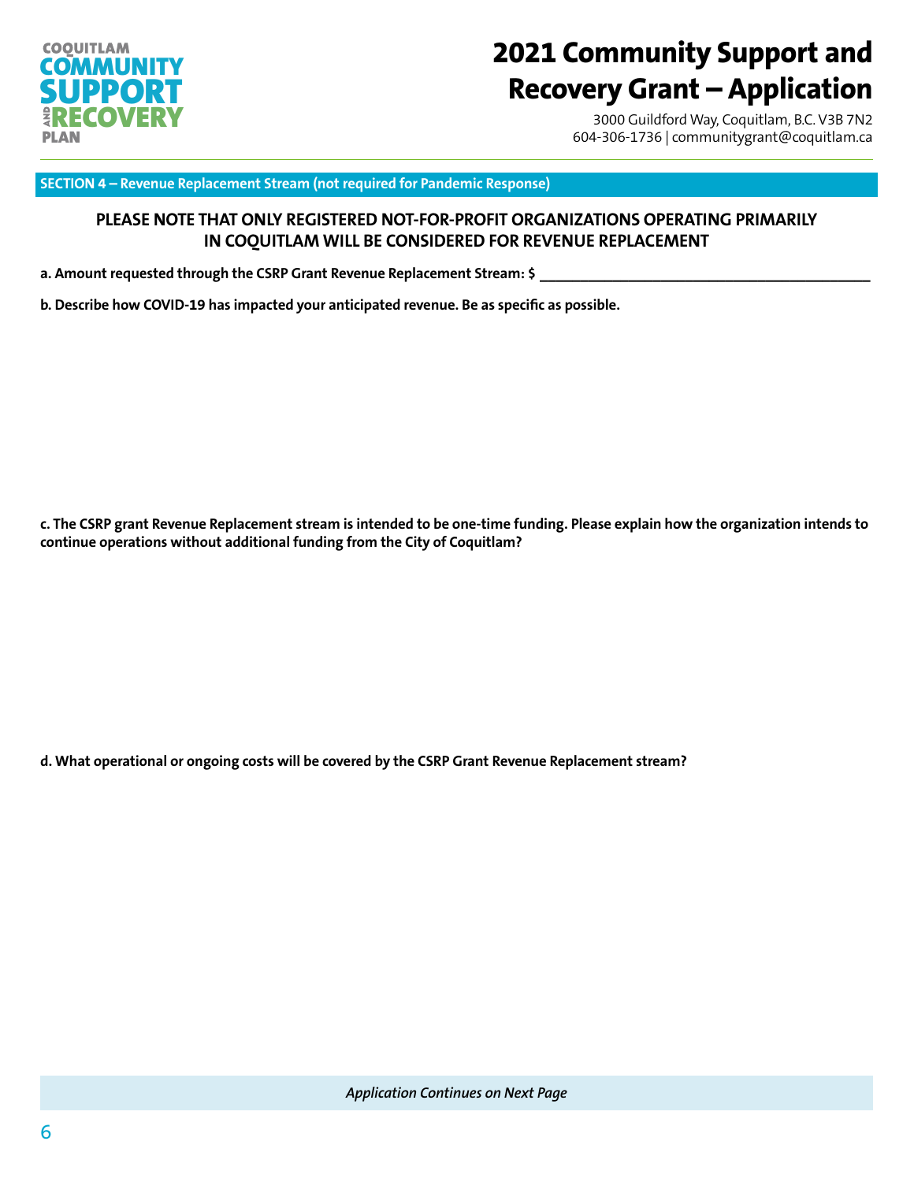# 2021 Community Support and Recovery Grant – Application

3000 Guildford Way, Coquitlam, B.C. V3B 7N2
604-306-1736 | communitygrant@coquitlam.ca

## SECTION 4 – Revenue Replacement Stream (not required for Pandemic Response)

**PLEASE NOTE THAT ONLY REGISTERED NOT-FOR-PROFIT ORGANIZATIONS OPERATING PRIMARILY IN COQUITLAM WILL BE CONSIDERED FOR REVENUE REPLACEMENT**

**a. Amount requested through the CSRP Grant Revenue Replacement Stream: $** ___________________________

**b. Describe how COVID-19 has impacted your anticipated revenue. Be as specific as possible.**

**c. The CSRP grant Revenue Replacement stream is intended to be one-time funding. Please explain how the organization intends to continue operations without additional funding from the City of Coquitlam?**

**d. What operational or ongoing costs will be covered by the CSRP Grant Revenue Replacement stream?**

*Application Continues on Next Page*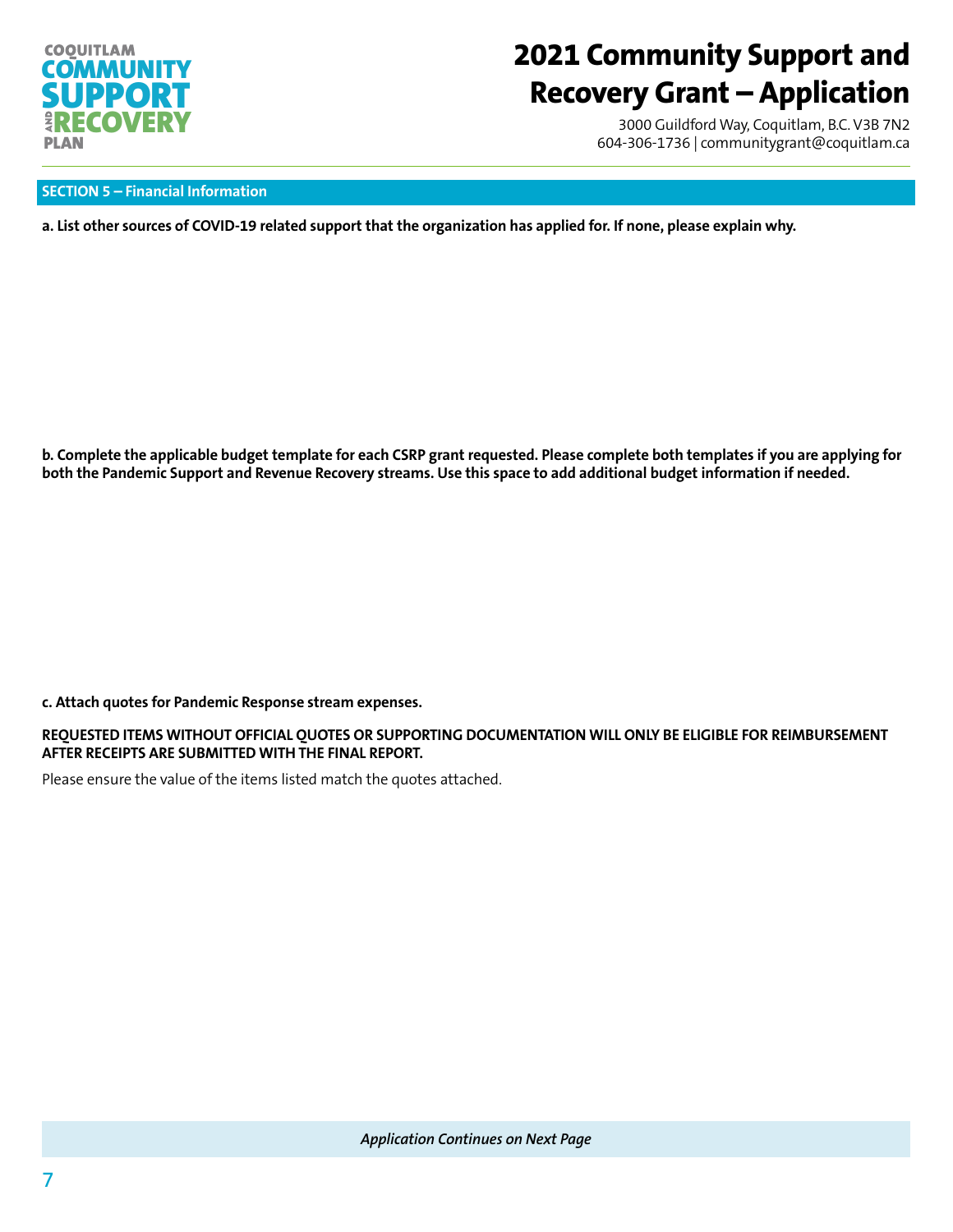## SECTION 5 – Financial Information

**a. List other sources of COVID-19 related support that the organization has applied for. If none, please explain why.**

**b. Complete the applicable budget template for each CSRP grant requested. Please complete both templates if you are applying for both the Pandemic Support and Revenue Recovery streams. Use this space to add additional budget information if needed.**

**c. Attach quotes for Pandemic Response stream expenses.**

**REQUESTED ITEMS WITHOUT OFFICIAL QUOTES OR SUPPORTING DOCUMENTATION WILL ONLY BE ELIGIBLE FOR REIMBURSEMENT AFTER RECEIPTS ARE SUBMITTED WITH THE FINAL REPORT.**

Please ensure the value of the items listed match the quotes attached.

*Application Continues on Next Page*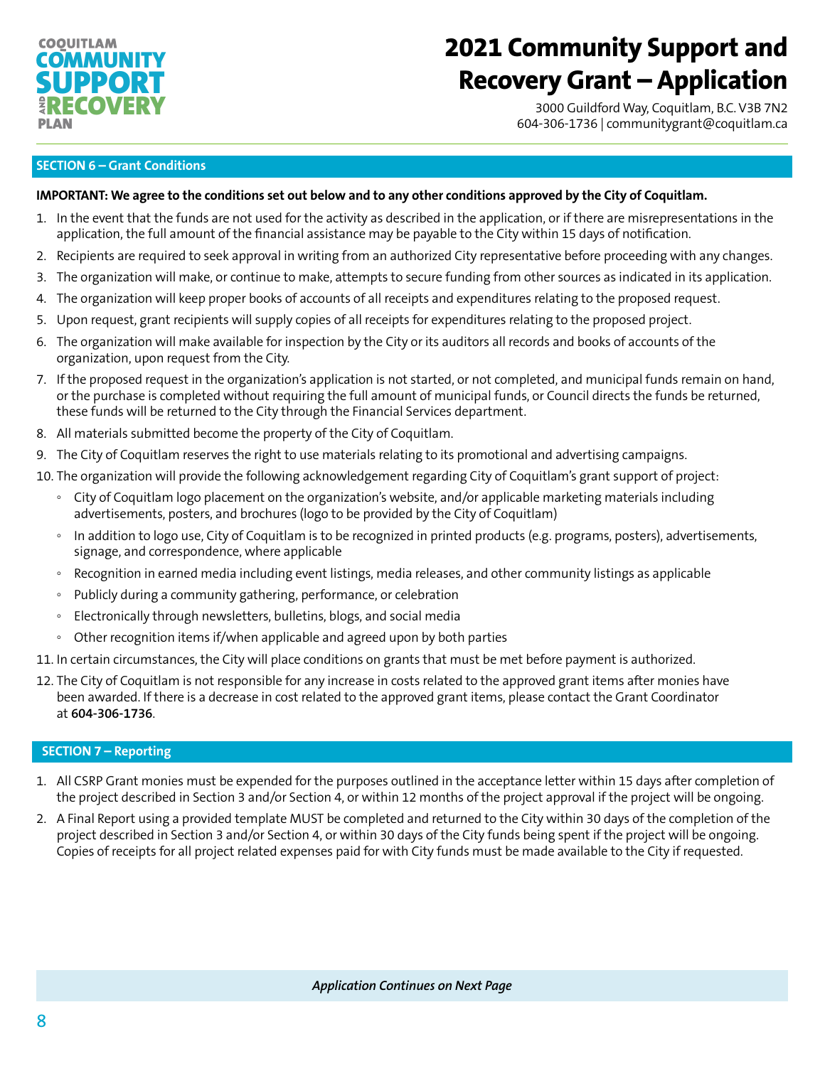# 2021 Community Support and Recovery Grant – Application

3000 Guildford Way, Coquitlam, B.C. V3B 7N2
604-306-1736 | communitygrant@coquitlam.ca

## SECTION 6 – Grant Conditions

**IMPORTANT: We agree to the conditions set out below and to any other conditions approved by the City of Coquitlam.**

1. In the event that the funds are not used for the activity as described in the application, or if there are misrepresentations in the application, the full amount of the financial assistance may be payable to the City within 15 days of notification.
2. Recipients are required to seek approval in writing from an authorized City representative before proceeding with any changes.
3. The organization will make, or continue to make, attempts to secure funding from other sources as indicated in its application.
4. The organization will keep proper books of accounts of all receipts and expenditures relating to the proposed request.
5. Upon request, grant recipients will supply copies of all receipts for expenditures relating to the proposed project.
6. The organization will make available for inspection by the City or its auditors all records and books of accounts of the organization, upon request from the City.
7. If the proposed request in the organization's application is not started, or not completed, and municipal funds remain on hand, or the purchase is completed without requiring the full amount of municipal funds, or Council directs the funds be returned, these funds will be returned to the City through the Financial Services department.
8. All materials submitted become the property of the City of Coquitlam.
9. The City of Coquitlam reserves the right to use materials relating to its promotional and advertising campaigns.
10. The organization will provide the following acknowledgement regarding City of Coquitlam's grant support of project:
    - City of Coquitlam logo placement on the organization's website, and/or applicable marketing materials including advertisements, posters, and brochures (logo to be provided by the City of Coquitlam)
    - In addition to logo use, City of Coquitlam is to be recognized in printed products (e.g. programs, posters), advertisements, signage, and correspondence, where applicable
    - Recognition in earned media including event listings, media releases, and other community listings as applicable
    - Publicly during a community gathering, performance, or celebration
    - Electronically through newsletters, bulletins, blogs, and social media
    - Other recognition items if/when applicable and agreed upon by both parties
11. In certain circumstances, the City will place conditions on grants that must be met before payment is authorized.
12. The City of Coquitlam is not responsible for any increase in costs related to the approved grant items after monies have been awarded. If there is a decrease in cost related to the approved grant items, please contact the Grant Coordinator at **604-306-1736**.

## SECTION 7 – Reporting

1. All CSRP Grant monies must be expended for the purposes outlined in the acceptance letter within 15 days after completion of the project described in Section 3 and/or Section 4, or within 12 months of the project approval if the project will be ongoing.
2. A Final Report using a provided template MUST be completed and returned to the City within 30 days of the completion of the project described in Section 3 and/or Section 4, or within 30 days of the City funds being spent if the project will be ongoing. Copies of receipts for all project related expenses paid for with City funds must be made available to the City if requested.

***Application Continues on Next Page***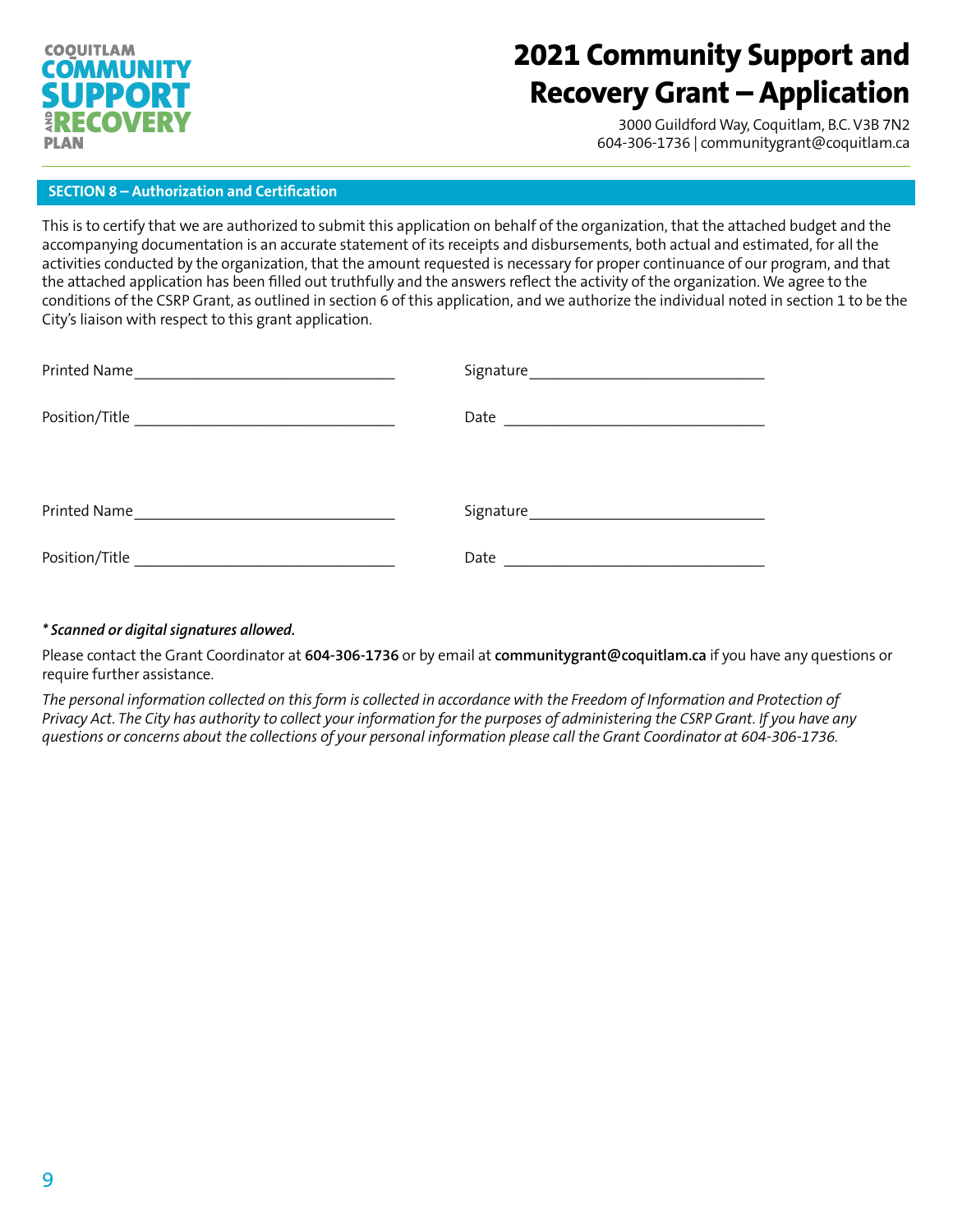# 2021 Community Support and Recovery Grant – Application

3000 Guildford Way, Coquitlam, B.C. V3B 7N2
604-306-1736 | communitygrant@coquitlam.ca

## SECTION 8 – Authorization and Certification

This is to certify that we are authorized to submit this application on behalf of the organization, that the attached budget and the accompanying documentation is an accurate statement of its receipts and disbursements, both actual and estimated, for all the activities conducted by the organization, that the amount requested is necessary for proper continuance of our program, and that the attached application has been filled out truthfully and the answers reflect the activity of the organization. We agree to the conditions of the CSRP Grant, as outlined in section 6 of this application, and we authorize the individual noted in section 1 to be the City's liaison with respect to this grant application.

Printed Name ______________________________ Signature ______________________________

Position/Title ______________________________ Date ______________________________

Printed Name ______________________________ Signature ______________________________

Position/Title ______________________________ Date ______________________________

***\* Scanned or digital signatures allowed.***

Please contact the Grant Coordinator at **604-306-1736** or by email at **communitygrant@coquitlam.ca** if you have any questions or require further assistance.

*The personal information collected on this form is collected in accordance with the Freedom of Information and Protection of Privacy Act. The City has authority to collect your information for the purposes of administering the CSRP Grant. If you have any questions or concerns about the collections of your personal information please call the Grant Coordinator at 604-306-1736.*